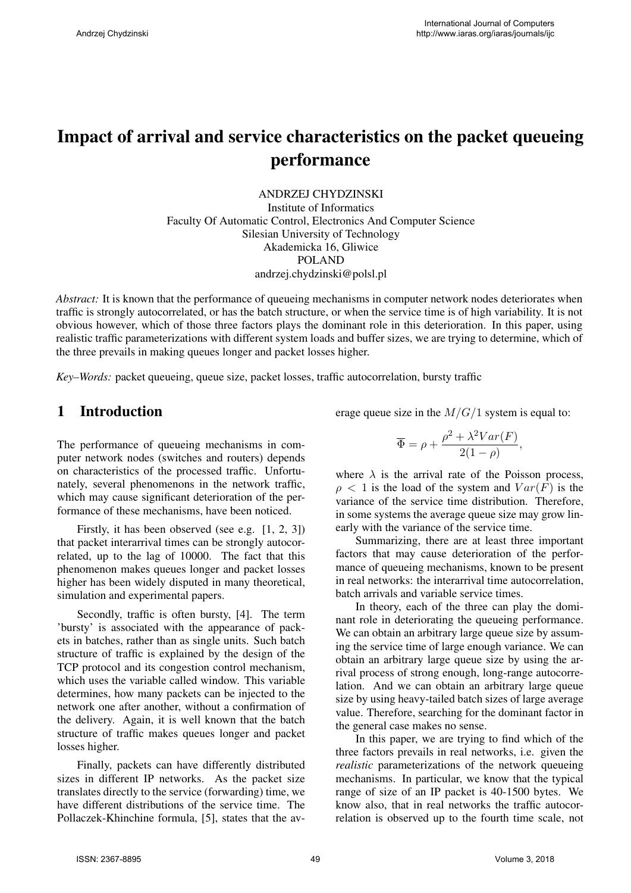# Impact of arrival and service characteristics on the packet queueing performance

ANDRZEJ CHYDZINSKI
Institute of Informatics
Faculty Of Automatic Control, Electronics And Computer Science
Silesian University of Technology
Akademicka 16, Gliwice
POLAND
andrzej.chydzinski@polsl.pl

*Abstract:* It is known that the performance of queueing mechanisms in computer network nodes deteriorates when traffic is strongly autocorrelated, or has the batch structure, or when the service time is of high variability. It is not obvious however, which of those three factors plays the dominant role in this deterioration. In this paper, using realistic traffic parameterizations with different system loads and buffer sizes, we are trying to determine, which of the three prevails in making queues longer and packet losses higher.

*Key–Words:* packet queueing, queue size, packet losses, traffic autocorrelation, bursty traffic

## 1 Introduction

The performance of queueing mechanisms in computer network nodes (switches and routers) depends on characteristics of the processed traffic. Unfortunately, several phenomenons in the network traffic, which may cause significant deterioration of the performance of these mechanisms, have been noticed.

Firstly, it has been observed (see e.g. [1, 2, 3]) that packet interarrival times can be strongly autocorrelated, up to the lag of 10000. The fact that this phenomenon makes queues longer and packet losses higher has been widely disputed in many theoretical, simulation and experimental papers.

Secondly, traffic is often bursty, [4]. The term 'bursty' is associated with the appearance of packets in batches, rather than as single units. Such batch structure of traffic is explained by the design of the TCP protocol and its congestion control mechanism, which uses the variable called window. This variable determines, how many packets can be injected to the network one after another, without a confirmation of the delivery. Again, it is well known that the batch structure of traffic makes queues longer and packet losses higher.

Finally, packets can have differently distributed sizes in different IP networks. As the packet size translates directly to the service (forwarding) time, we have different distributions of the service time. The Pollaczek-Khinchine formula, [5], states that the average queue size in the $M/G/1$ system is equal to:

$$\overline{\Phi} = \rho + \frac{\rho^2 + \lambda^2 Var(F)}{2(1-\rho)},$$

where $\lambda$ is the arrival rate of the Poisson process, $\rho < 1$ is the load of the system and $Var(F)$ is the variance of the service time distribution. Therefore, in some systems the average queue size may grow linearly with the variance of the service time.

Summarizing, there are at least three important factors that may cause deterioration of the performance of queueing mechanisms, known to be present in real networks: the interarrival time autocorrelation, batch arrivals and variable service times.

In theory, each of the three can play the dominant role in deteriorating the queueing performance. We can obtain an arbitrary large queue size by assuming the service time of large enough variance. We can obtain an arbitrary large queue size by using the arrival process of strong enough, long-range autocorrelation. And we can obtain an arbitrary large queue size by using heavy-tailed batch sizes of large average value. Therefore, searching for the dominant factor in the general case makes no sense.

In this paper, we are trying to find which of the three factors prevails in real networks, i.e. given the *realistic* parameterizations of the network queueing mechanisms. In particular, we know that the typical range of size of an IP packet is 40-1500 bytes. We know also, that in real networks the traffic autocorrelation is observed up to the fourth time scale, not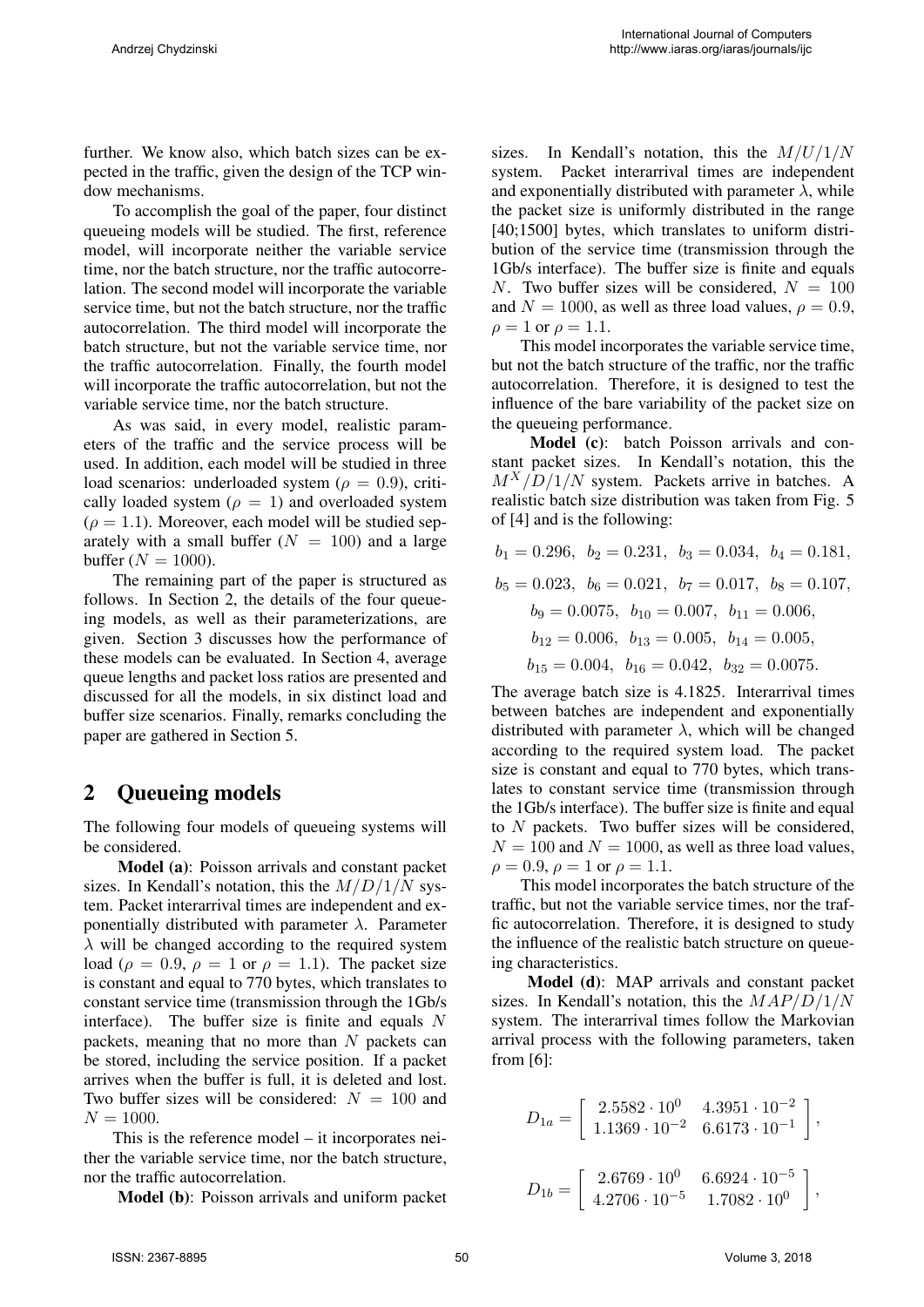further. We know also, which batch sizes can be expected in the traffic, given the design of the TCP window mechanisms.

To accomplish the goal of the paper, four distinct queueing models will be studied. The first, reference model, will incorporate neither the variable service time, nor the batch structure, nor the traffic autocorrelation. The second model will incorporate the variable service time, but not the batch structure, nor the traffic autocorrelation. The third model will incorporate the batch structure, but not the variable service time, nor the traffic autocorrelation. Finally, the fourth model will incorporate the traffic autocorrelation, but not the variable service time, nor the batch structure.

As was said, in every model, realistic parameters of the traffic and the service process will be used. In addition, each model will be studied in three load scenarios: underloaded system ($\rho = 0.9$), critically loaded system ($\rho = 1$) and overloaded system ($\rho = 1.1$). Moreover, each model will be studied separately with a small buffer ($N = 100$) and a large buffer ($N = 1000$).

The remaining part of the paper is structured as follows. In Section 2, the details of the four queueing models, as well as their parameterizations, are given. Section 3 discusses how the performance of these models can be evaluated. In Section 4, average queue lengths and packet loss ratios are presented and discussed for all the models, in six distinct load and buffer size scenarios. Finally, remarks concluding the paper are gathered in Section 5.

## 2 Queueing models

The following four models of queueing systems will be considered.

**Model (a)**: Poisson arrivals and constant packet sizes. In Kendall's notation, this the $M/D/1/N$ system. Packet interarrival times are independent and exponentially distributed with parameter $\lambda$. Parameter $\lambda$ will be changed according to the required system load ($\rho = 0.9$, $\rho = 1$ or $\rho = 1.1$). The packet size is constant and equal to 770 bytes, which translates to constant service time (transmission through the 1Gb/s interface). The buffer size is finite and equals $N$ packets, meaning that no more than $N$ packets can be stored, including the service position. If a packet arrives when the buffer is full, it is deleted and lost. Two buffer sizes will be considered: $N = 100$ and $N = 1000$.

This is the reference model – it incorporates neither the variable service time, nor the batch structure, nor the traffic autocorrelation.

**Model (b)**: Poisson arrivals and uniform packet sizes. In Kendall's notation, this the $M/U/1/N$ system. Packet interarrival times are independent and exponentially distributed with parameter $\lambda$, while the packet size is uniformly distributed in the range [40;1500] bytes, which translates to uniform distribution of the service time (transmission through the 1Gb/s interface). The buffer size is finite and equals $N$. Two buffer sizes will be considered, $N = 100$ and $N = 1000$, as well as three load values, $\rho = 0.9$, $\rho = 1$ or $\rho = 1.1$.

This model incorporates the variable service time, but not the batch structure of the traffic, nor the traffic autocorrelation. Therefore, it is designed to test the influence of the bare variability of the packet size on the queueing performance.

**Model (c)**: batch Poisson arrivals and constant packet sizes. In Kendall's notation, this the $M^X/D/1/N$ system. Packets arrive in batches. A realistic batch size distribution was taken from Fig. 5 of [4] and is the following:

$$b_1 = 0.296, \ \ b_2 = 0.231, \ \ b_3 = 0.034, \ \ b_4 = 0.181,$$

$$b_5 = 0.023, \ \ b_6 = 0.021, \ \ b_7 = 0.017, \ \ b_8 = 0.107,$$

$$b_9 = 0.0075, \ \ b_{10} = 0.007, \ \ b_{11} = 0.006,$$

$$b_{12} = 0.006, \ \ b_{13} = 0.005, \ \ b_{14} = 0.005,$$

$$b_{15} = 0.004, \ \ b_{16} = 0.042, \ \ b_{32} = 0.0075.$$

The average batch size is 4.1825. Interarrival times between batches are independent and exponentially distributed with parameter $\lambda$, which will be changed according to the required system load. The packet size is constant and equal to 770 bytes, which translates to constant service time (transmission through the 1Gb/s interface). The buffer size is finite and equal to $N$ packets. Two buffer sizes will be considered, $N = 100$ and $N = 1000$, as well as three load values, $\rho = 0.9$, $\rho = 1$ or $\rho = 1.1$.

This model incorporates the batch structure of the traffic, but not the variable service times, nor the traffic autocorrelation. Therefore, it is designed to study the influence of the realistic batch structure on queueing characteristics.

**Model (d)**: MAP arrivals and constant packet sizes. In Kendall's notation, this the $MAP/D/1/N$ system. The interarrival times follow the Markovian arrival process with the following parameters, taken from [6]:

$$D_{1a} = \begin{bmatrix} 2.5582 \cdot 10^{0} & 4.3951 \cdot 10^{-2} \\ 1.1369 \cdot 10^{-2} & 6.6173 \cdot 10^{-1} \end{bmatrix},$$

$$D_{1b} = \begin{bmatrix} 2.6769 \cdot 10^{0} & 6.6924 \cdot 10^{-5} \\ 4.2706 \cdot 10^{-5} & 1.7082 \cdot 10^{0} \end{bmatrix},$$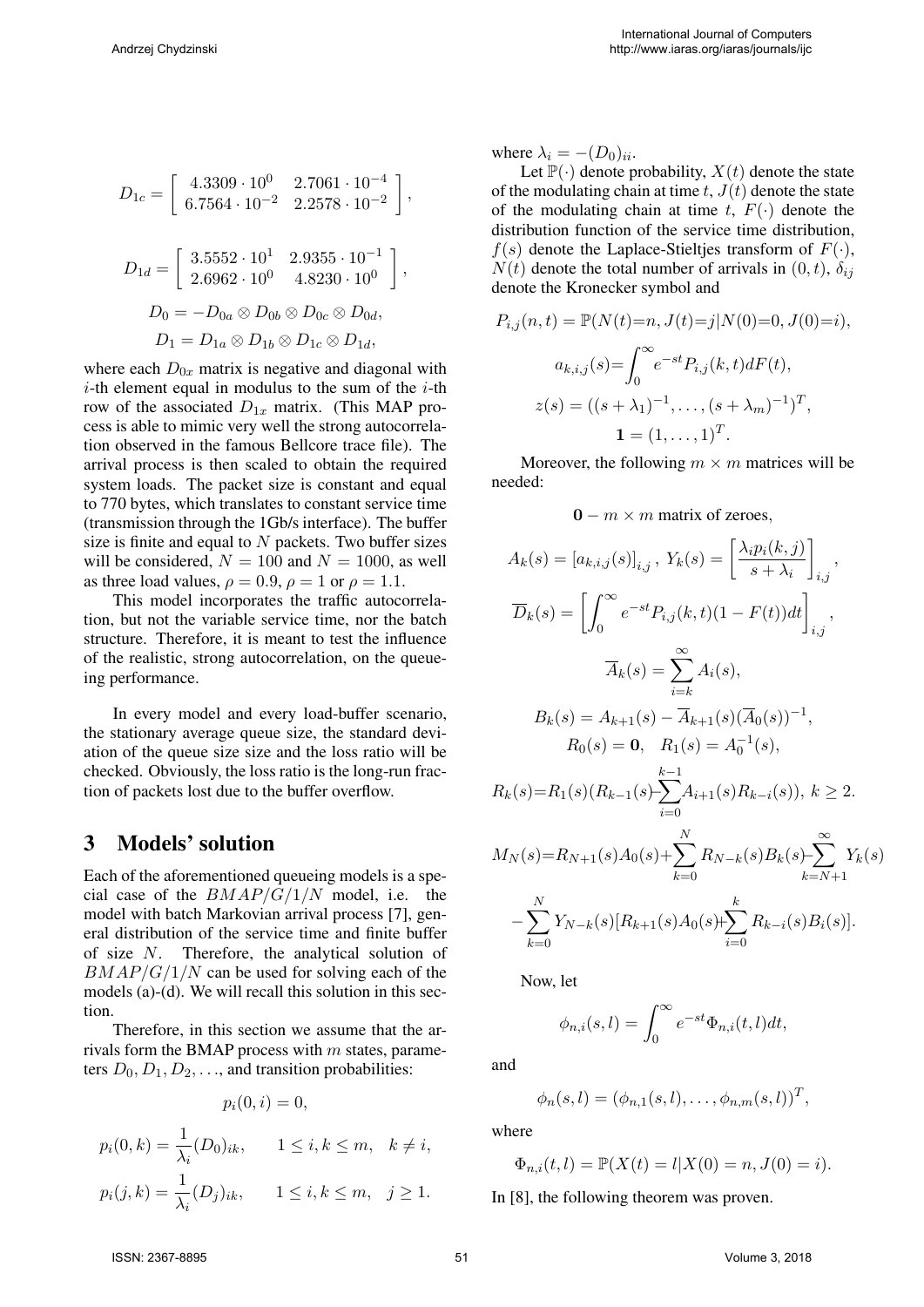$$D_{1c} = \left[ \begin{array}{cc} 4.3309 \cdot 10^{0} & 2.7061 \cdot 10^{-4} \\ 6.7564 \cdot 10^{-2} & 2.2578 \cdot 10^{-2} \end{array} \right],$$

$$D_{1d} = \left[ \begin{array}{cc} 3.5552 \cdot 10^{1} & 2.9355 \cdot 10^{-1} \\ 2.6962 \cdot 10^{0} & 4.8230 \cdot 10^{0} \end{array} \right],$$

$$D_0 = -D_{0a} \otimes D_{0b} \otimes D_{0c} \otimes D_{0d},$$

$$D_1 = D_{1a} \otimes D_{1b} \otimes D_{1c} \otimes D_{1d},$$

where each $D_{0x}$ matrix is negative and diagonal with $i$-th element equal in modulus to the sum of the $i$-th row of the associated $D_{1x}$ matrix. (This MAP process is able to mimic very well the strong autocorrelation observed in the famous Bellcore trace file). The arrival process is then scaled to obtain the required system loads. The packet size is constant and equal to 770 bytes, which translates to constant service time (transmission through the 1Gb/s interface). The buffer size is finite and equal to $N$ packets. Two buffer sizes will be considered, $N = 100$ and $N = 1000$, as well as three load values, $\rho = 0.9$, $\rho = 1$ or $\rho = 1.1$.

This model incorporates the traffic autocorrelation, but not the variable service time, nor the batch structure. Therefore, it is meant to test the influence of the realistic, strong autocorrelation, on the queueing performance.

In every model and every load-buffer scenario, the stationary average queue size, the standard deviation of the queue size size and the loss ratio will be checked. Obviously, the loss ratio is the long-run fraction of packets lost due to the buffer overflow.

## 3 Models' solution

Each of the aforementioned queueing models is a special case of the $BMAP/G/1/N$ model, i.e. the model with batch Markovian arrival process [7], general distribution of the service time and finite buffer of size $N$. Therefore, the analytical solution of $BMAP/G/1/N$ can be used for solving each of the models (a)-(d). We will recall this solution in this section.

Therefore, in this section we assume that the arrivals form the BMAP process with $m$ states, parameters $D_0, D_1, D_2, \ldots$, and transition probabilities:

$$p_i(0, i) = 0,$$

$$p_i(0, k) = \frac{1}{\lambda_i}(D_0)_{ik}, \qquad 1 \le i, k \le m, \quad k \ne i,$$

$$p_i(j, k) = \frac{1}{\lambda_i}(D_j)_{ik}, \qquad 1 \le i, k \le m, \quad j \ge 1.$$

where $\lambda_i = -(D_0)_{ii}$.

Let $\mathbb{P}(\cdot)$ denote probability, $X(t)$ denote the state of the modulating chain at time $t$, $J(t)$ denote the state of the modulating chain at time $t$, $F(\cdot)$ denote the distribution function of the service time distribution, $f(s)$ denote the Laplace-Stieltjes transform of $F(\cdot)$, $N(t)$ denote the total number of arrivals in $(0, t)$, $\delta_{ij}$ denote the Kronecker symbol and

$$P_{i,j}(n, t) = \mathbb{P}(N(t){=}n, J(t){=}j | N(0){=}0, J(0){=}i),$$

$$a_{k,i,j}(s) {=} \int_0^\infty e^{-st} P_{i,j}(k, t) dF(t),$$

$$z(s) = ((s + \lambda_1)^{-1}, \ldots, (s + \lambda_m)^{-1})^T,$$

$$\mathbf{1} = (1, \ldots, 1)^T.$$

Moreover, the following $m \times m$ matrices will be needed:

$$\mathbf{0} - m \times m \text{ matrix of zeroes},$$

$$A_k(s) = \left[a_{k,i,j}(s)\right]_{i,j}, \; Y_k(s) = \left[\frac{\lambda_i p_i(k, j)}{s + \lambda_i}\right]_{i,j},$$

$$\overline{D}_k(s) = \left[\int_0^\infty e^{-st} P_{i,j}(k, t)(1 - F(t)) dt\right]_{i,j},$$

$$\overline{A}_k(s) = \sum_{i=k}^{\infty} A_i(s),$$

$$B_k(s) = A_{k+1}(s) - \overline{A}_{k+1}(s)(\overline{A}_0(s))^{-1},$$

$$R_0(s) = \mathbf{0}, \quad R_1(s) = A_0^{-1}(s),$$

$$R_k(s) {=} R_1(s)(R_{k-1}(s) {-} \sum_{i=0}^{k-1} A_{i+1}(s) R_{k-i}(s)), \; k \ge 2.$$

$$M_N(s) {=} R_{N+1}(s) A_0(s) {+} \sum_{k=0}^{N} R_{N-k}(s) B_k(s) {-} \sum_{k=N+1}^{\infty} Y_k(s)$$

$$- \sum_{k=0}^{N} Y_{N-k}(s) [R_{k+1}(s) A_0(s) {+} \sum_{i=0}^{k} R_{k-i}(s) B_i(s)].$$

Now, let

$$\phi_{n,i}(s, l) = \int_0^\infty e^{-st} \Phi_{n,i}(t, l) dt,$$

and

$$\phi_n(s, l) = (\phi_{n,1}(s, l), \ldots, \phi_{n,m}(s, l))^T,$$

where

$$\Phi_{n,i}(t, l) = \mathbb{P}(X(t) = l | X(0) = n, J(0) = i).$$

In [8], the following theorem was proven.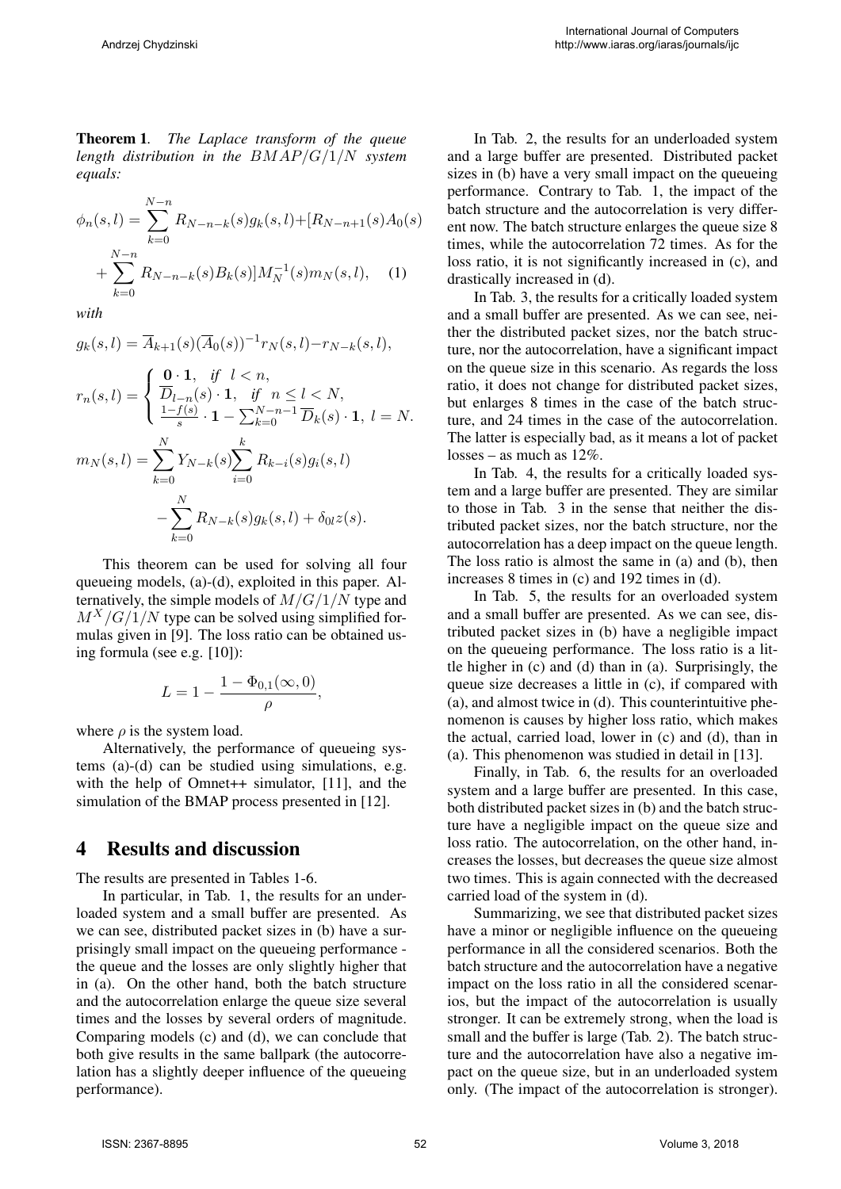**Theorem 1**. *The Laplace transform of the queue length distribution in the $BMAP/G/1/N$ system equals:*

$$\phi_n(s,l) = \sum_{k=0}^{N-n} R_{N-n-k}(s) g_k(s,l) + [R_{N-n+1}(s) A_0(s) + \sum_{k=0}^{N-n} R_{N-n-k}(s) B_k(s)] M_N^{-1}(s) m_N(s,l), \quad (1)$$

*with*

$$g_k(s,l) = \overline{A}_{k+1}(s)(\overline{A}_0(s))^{-1} r_N(s,l) - r_{N-k}(s,l),$$

$$r_n(s,l) = \begin{cases} \mathbf{0} \cdot \mathbf{1}, & \text{if } l < n, \\ \overline{D}_{l-n}(s) \cdot \mathbf{1}, & \text{if } n \le l < N, \\ \frac{1-f(s)}{s} \cdot \mathbf{1} - \sum_{k=0}^{N-n-1} \overline{D}_k(s) \cdot \mathbf{1}, & l = N. \end{cases}$$

$$m_N(s,l) = \sum_{k=0}^{N} Y_{N-k}(s) \sum_{i=0}^{k} R_{k-i}(s) g_i(s,l) - \sum_{k=0}^{N} R_{N-k}(s) g_k(s,l) + \delta_{0l} z(s).$$

This theorem can be used for solving all four queueing models, (a)-(d), exploited in this paper. Alternatively, the simple models of $M/G/1/N$ type and $M^X/G/1/N$ type can be solved using simplified formulas given in [9]. The loss ratio can be obtained using formula (see e.g. [10]):

$$L = 1 - \frac{1 - \Phi_{0,1}(\infty, 0)}{\rho},$$

where $\rho$ is the system load.

Alternatively, the performance of queueing systems (a)-(d) can be studied using simulations, e.g. with the help of Omnet++ simulator, [11], and the simulation of the BMAP process presented in [12].

## 4 Results and discussion

The results are presented in Tables 1-6.

In particular, in Tab. 1, the results for an underloaded system and a small buffer are presented. As we can see, distributed packet sizes in (b) have a surprisingly small impact on the queueing performance - the queue and the losses are only slightly higher that in (a). On the other hand, both the batch structure and the autocorrelation enlarge the queue size several times and the losses by several orders of magnitude. Comparing models (c) and (d), we can conclude that both give results in the same ballpark (the autocorrelation has a slightly deeper influence of the queueing performance).

In Tab. 2, the results for an underloaded system and a large buffer are presented. Distributed packet sizes in (b) have a very small impact on the queueing performance. Contrary to Tab. 1, the impact of the batch structure and the autocorrelation is very different now. The batch structure enlarges the queue size 8 times, while the autocorrelation 72 times. As for the loss ratio, it is not significantly increased in (c), and drastically increased in (d).

In Tab. 3, the results for a critically loaded system and a small buffer are presented. As we can see, neither the distributed packet sizes, nor the batch structure, nor the autocorrelation, have a significant impact on the queue size in this scenario. As regards the loss ratio, it does not change for distributed packet sizes, but enlarges 8 times in the case of the batch structure, and 24 times in the case of the autocorrelation. The latter is especially bad, as it means a lot of packet losses – as much as 12%.

In Tab. 4, the results for a critically loaded system and a large buffer are presented. They are similar to those in Tab. 3 in the sense that neither the distributed packet sizes, nor the batch structure, nor the autocorrelation has a deep impact on the queue length. The loss ratio is almost the same in (a) and (b), then increases 8 times in (c) and 192 times in (d).

In Tab. 5, the results for an overloaded system and a small buffer are presented. As we can see, distributed packet sizes in (b) have a negligible impact on the queueing performance. The loss ratio is a little higher in (c) and (d) than in (a). Surprisingly, the queue size decreases a little in (c), if compared with (a), and almost twice in (d). This counterintuitive phenomenon is causes by higher loss ratio, which makes the actual, carried load, lower in (c) and (d), than in (a). This phenomenon was studied in detail in [13].

Finally, in Tab. 6, the results for an overloaded system and a large buffer are presented. In this case, both distributed packet sizes in (b) and the batch structure have a negligible impact on the queue size and loss ratio. The autocorrelation, on the other hand, increases the losses, but decreases the queue size almost two times. This is again connected with the decreased carried load of the system in (d).

Summarizing, we see that distributed packet sizes have a minor or negligible influence on the queueing performance in all the considered scenarios. Both the batch structure and the autocorrelation have a negative impact on the loss ratio in all the considered scenarios, but the impact of the autocorrelation is usually stronger. It can be extremely strong, when the load is small and the buffer is large (Tab. 2). The batch structure and the autocorrelation have also a negative impact on the queue size, but in an underloaded system only. (The impact of the autocorrelation is stronger).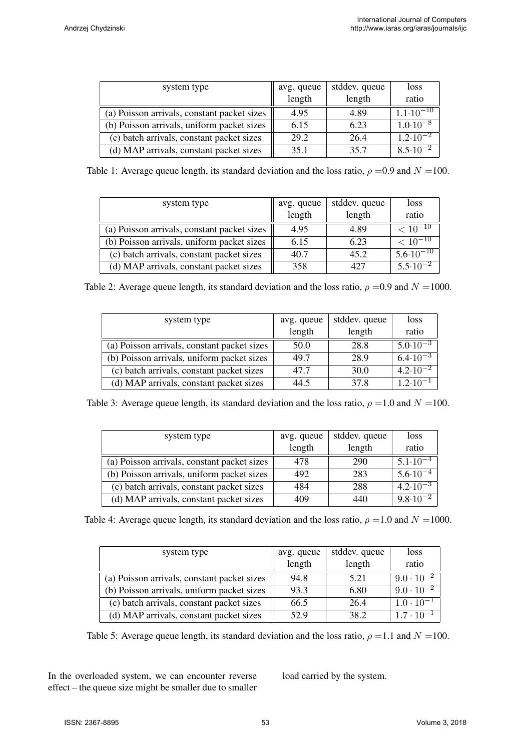| system type | avg. queue length | stddev. queue length | loss ratio |
|---|---|---|---|
| (a) Poisson arrivals, constant packet sizes | 4.95 | 4.89 | $1.1 \cdot 10^{-10}$ |
| (b) Poisson arrivals, uniform packet sizes | 6.15 | 6.23 | $1.0 \cdot 10^{-8}$ |
| (c) batch arrivals, constant packet sizes | 29.2 | 26.4 | $1.2 \cdot 10^{-2}$ |
| (d) MAP arrivals, constant packet sizes | 35.1 | 35.7 | $8.5 \cdot 10^{-2}$ |

Table 1: Average queue length, its standard deviation and the loss ratio, $\rho = 0.9$ and $N = 100$.

| system type | avg. queue length | stddev. queue length | loss ratio |
|---|---|---|---|
| (a) Poisson arrivals, constant packet sizes | 4.95 | 4.89 | $< 10^{-10}$ |
| (b) Poisson arrivals, uniform packet sizes | 6.15 | 6.23 | $< 10^{-10}$ |
| (c) batch arrivals, constant packet sizes | 40.7 | 45.2 | $5.6 \cdot 10^{-10}$ |
| (d) MAP arrivals, constant packet sizes | 358 | 427 | $5.5 \cdot 10^{-2}$ |

Table 2: Average queue length, its standard deviation and the loss ratio, $\rho = 0.9$ and $N = 1000$.

| system type | avg. queue length | stddev. queue length | loss ratio |
|---|---|---|---|
| (a) Poisson arrivals, constant packet sizes | 50.0 | 28.8 | $5.0 \cdot 10^{-3}$ |
| (b) Poisson arrivals, uniform packet sizes | 49.7 | 28.9 | $6.4 \cdot 10^{-3}$ |
| (c) batch arrivals, constant packet sizes | 47.7 | 30.0 | $4.2 \cdot 10^{-2}$ |
| (d) MAP arrivals, constant packet sizes | 44.5 | 37.8 | $1.2 \cdot 10^{-1}$ |

Table 3: Average queue length, its standard deviation and the loss ratio, $\rho = 1.0$ and $N = 100$.

| system type | avg. queue length | stddev. queue length | loss ratio |
|---|---|---|---|
| (a) Poisson arrivals, constant packet sizes | 478 | 290 | $5.1 \cdot 10^{-4}$ |
| (b) Poisson arrivals, uniform packet sizes | 492 | 283 | $5.6 \cdot 10^{-4}$ |
| (c) batch arrivals, constant packet sizes | 484 | 288 | $4.2 \cdot 10^{-3}$ |
| (d) MAP arrivals, constant packet sizes | 409 | 440 | $9.8 \cdot 10^{-2}$ |

Table 4: Average queue length, its standard deviation and the loss ratio, $\rho = 1.0$ and $N = 1000$.

| system type | avg. queue length | stddev. queue length | loss ratio |
|---|---|---|---|
| (a) Poisson arrivals, constant packet sizes | 94.8 | 5.21 | $9.0 \cdot 10^{-2}$ |
| (b) Poisson arrivals, uniform packet sizes | 93.3 | 6.80 | $9.0 \cdot 10^{-2}$ |
| (c) batch arrivals, constant packet sizes | 66.5 | 26.4 | $1.0 \cdot 10^{-1}$ |
| (d) MAP arrivals, constant packet sizes | 52.9 | 38.2 | $1.7 \cdot 10^{-1}$ |

Table 5: Average queue length, its standard deviation and the loss ratio, $\rho = 1.1$ and $N = 100$.

In the overloaded system, we can encounter reverse effect – the queue size might be smaller due to smaller load carried by the system.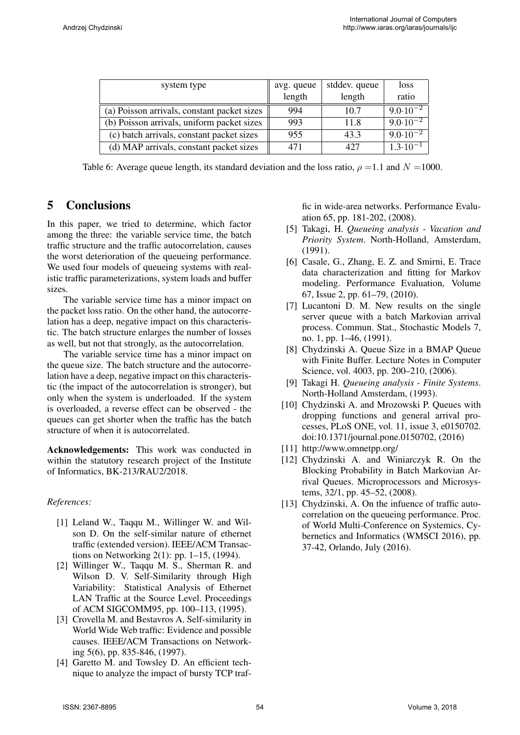| system type | avg. queue length | stddev. queue length | loss ratio |
|---|---|---|---|
| (a) Poisson arrivals, constant packet sizes | 994 | 10.7 | $9.0{\cdot}10^{-2}$ |
| (b) Poisson arrivals, uniform packet sizes | 993 | 11.8 | $9.0{\cdot}10^{-2}$ |
| (c) batch arrivals, constant packet sizes | 955 | 43.3 | $9.0{\cdot}10^{-2}$ |
| (d) MAP arrivals, constant packet sizes | 471 | 427 | $1.3{\cdot}10^{-1}$ |

Table 6: Average queue length, its standard deviation and the loss ratio, $\rho = 1.1$ and $N = 1000$.

## 5 Conclusions

In this paper, we tried to determine, which factor among the three: the variable service time, the batch traffic structure and the traffic autocorrelation, causes the worst deterioration of the queueing performance. We used four models of queueing systems with realistic traffic parameterizations, system loads and buffer sizes.

The variable service time has a minor impact on the packet loss ratio. On the other hand, the autocorrelation has a deep, negative impact on this characteristic. The batch structure enlarges the number of losses as well, but not that strongly, as the autocorrelation.

The variable service time has a minor impact on the queue size. The batch structure and the autocorrelation have a deep, negative impact on this characteristic (the impact of the autocorrelation is stronger), but only when the system is underloaded. If the system is overloaded, a reverse effect can be observed - the queues can get shorter when the traffic has the batch structure of when it is autocorrelated.

**Acknowledgements:** This work was conducted in within the statutory research project of the Institute of Informatics, BK-213/RAU2/2018.

*References:*

[1] Leland W., Taqqu M., Willinger W. and Wilson D. On the self-similar nature of ethernet traffic (extended version). IEEE/ACM Transactions on Networking 2(1): pp. 1–15, (1994).

[2] Willinger W., Taqqu M. S., Sherman R. and Wilson D. V. Self-Similarity through High Variability: Statistical Analysis of Ethernet LAN Traffic at the Source Level. Proceedings of ACM SIGCOMM95, pp. 100–113, (1995).

[3] Crovella M. and Bestavros A. Self-similarity in World Wide Web traffic: Evidence and possible causes. IEEE/ACM Transactions on Networking 5(6), pp. 835-846, (1997).

[4] Garetto M. and Towsley D. An efficient technique to analyze the impact of bursty TCP traffic in wide-area networks. Performance Evaluation 65, pp. 181-202, (2008).

[5] Takagi, H. *Queueing analysis - Vacation and Priority System*. North-Holland, Amsterdam, (1991).

[6] Casale, G., Zhang, E. Z. and Smirni, E. Trace data characterization and fitting for Markov modeling. Performance Evaluation, Volume 67, Issue 2, pp. 61–79, (2010).

[7] Lucantoni D. M. New results on the single server queue with a batch Markovian arrival process. Commun. Stat., Stochastic Models 7, no. 1, pp. 1–46, (1991).

[8] Chydzinski A. Queue Size in a BMAP Queue with Finite Buffer. Lecture Notes in Computer Science, vol. 4003, pp. 200–210, (2006).

[9] Takagi H. *Queueing analysis - Finite Systems*. North-Holland Amsterdam, (1993).

[10] Chydzinski A. and Mrozowski P. Queues with dropping functions and general arrival processes, PLoS ONE, vol. 11, issue 3, e0150702. doi:10.1371/journal.pone.0150702, (2016)

[11] http://www.omnetpp.org/

[12] Chydzinski A. and Winiarczyk R. On the Blocking Probability in Batch Markovian Arrival Queues. Microprocessors and Microsystems, 32/1, pp. 45–52, (2008).

[13] Chydzinski, A. On the infuence of traffic autocorrelation on the queueing performance. Proc. of World Multi-Conference on Systemics, Cybernetics and Informatics (WMSCI 2016), pp. 37-42, Orlando, July (2016).